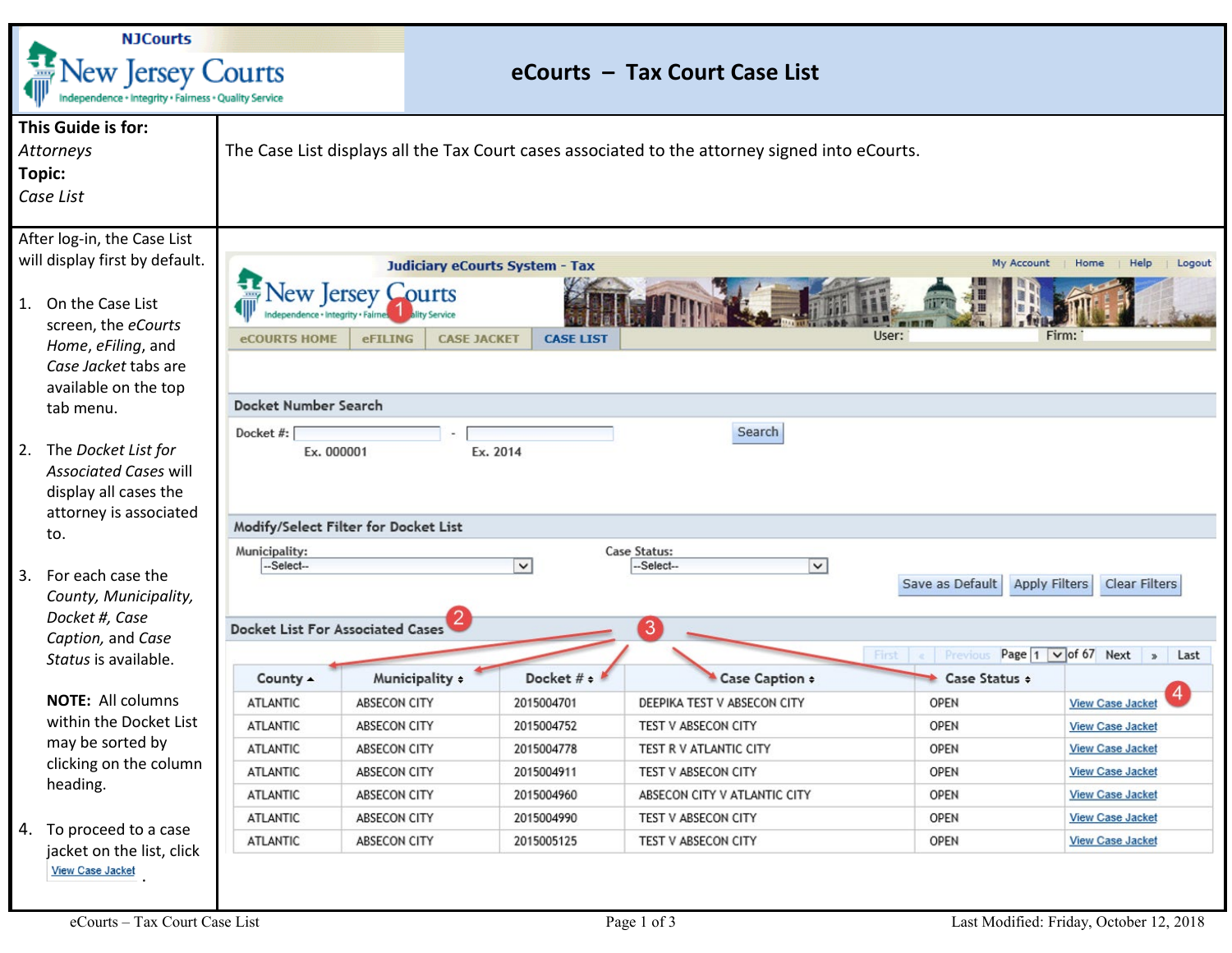# eCourts – Tax Court Case List

| **This Guide is for:** *Attorneys* **Topic:** *Case List* | The Case List displays all the Tax Court cases associated to the attorney signed into eCourts. |
|---|---|

After log-in, the Case List will display first by default.

1. On the Case List screen, the *eCourts Home*, *eFiling*, and *Case Jacket* tabs are available on the top tab menu.

2. The *Docket List for Associated Cases* will display all cases the attorney is associated to.

3. For each case the *County, Municipality, Docket #, Case Caption*, and *Case Status* is available.

   **NOTE:** All columns within the Docket List may be sorted by clicking on the column heading.

4. To proceed to a case jacket on the list, click View Case Jacket .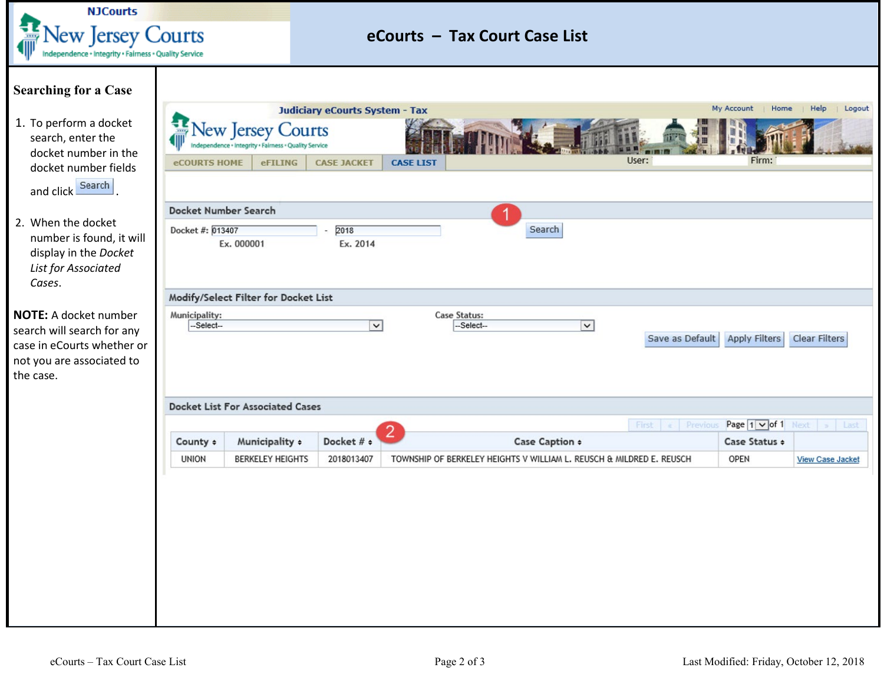# eCourts – Tax Court Case List

## Searching for a Case

1. To perform a docket search, enter the docket number in the docket number fields and click **Search**.

2. When the docket number is found, it will display in the *Docket List for Associated Cases*.

**NOTE:** A docket number search will search for any case in eCourts whether or not you are associated to the case.

Judiciary eCourts System - Tax

My Account | Home | Help | Logout

eCOURTS HOME | eFILING | CASE JACKET | CASE LIST

User: Firm:

### Docket Number Search

1

Docket #: 013407 - 2018 Search

Ex. 000001 Ex. 2014

### Modify/Select Filter for Docket List

Municipality: --Select--

Case Status: --Select--

Save as Default | Apply Filters | Clear Filters

### Docket List For Associated Cases

2

First | « | Previous | Page 1 of 1 | Next | » | Last

| County | Municipality | Docket # | Case Caption | Case Status | |
|---|---|---|---|---|---|
| UNION | BERKELEY HEIGHTS | 2018013407 | TOWNSHIP OF BERKELEY HEIGHTS V WILLIAM L. REUSCH & MILDRED E. REUSCH | OPEN | View Case Jacket |

Last Modified: Friday, October 12, 2018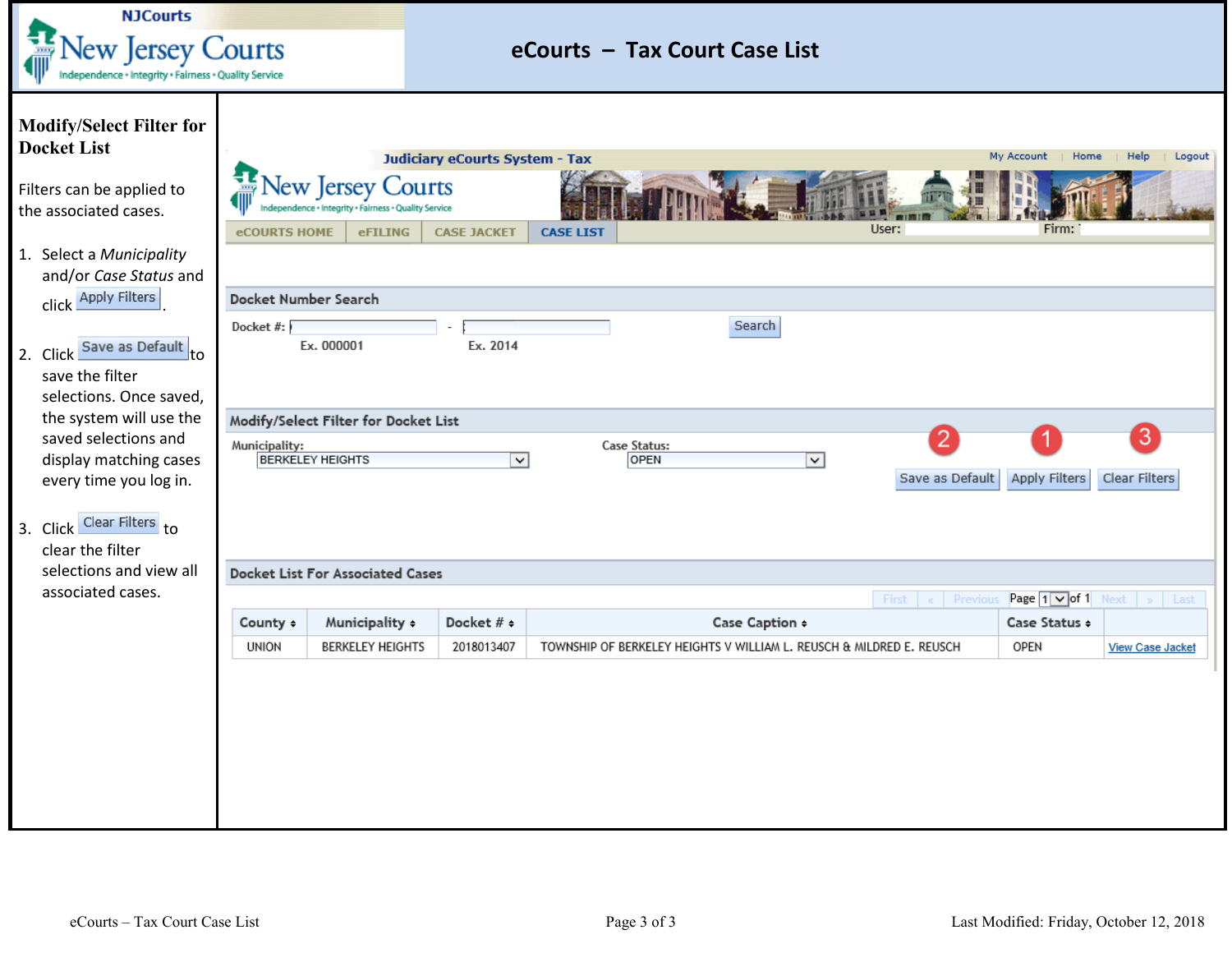# eCourts – Tax Court Case List

## Modify/Select Filter for Docket List

Filters can be applied to the associated cases.

1. Select a *Municipality* and/or *Case Status* and click Apply Filters.
2. Click Save as Default to save the filter selections. Once saved, the system will use the saved selections and display matching cases every time you log in.
3. Click Clear Filters to clear the filter selections and view all associated cases.

Judiciary eCourts System - Tax

My Account | Home | Help | Logout

eCOURTS HOME | eFILING | CASE JACKET | CASE LIST

User: Firm:

**Docket Number Search**

Docket #: - Search

Ex. 000001 Ex. 2014

**Modify/Select Filter for Docket List**

Municipality: BERKELEY HEIGHTS

Case Status: OPEN

2 Save as Default | 1 Apply Filters | 3 Clear Filters

**Docket List For Associated Cases**

First « Previous Page 1 of 1 Next » Last

| County | Municipality | Docket # | Case Caption | Case Status | |
|---|---|---|---|---|---|
| UNION | BERKELEY HEIGHTS | 2018013407 | TOWNSHIP OF BERKELEY HEIGHTS V WILLIAM L. REUSCH & MILDRED E. REUSCH | OPEN | View Case Jacket |

Last Modified: Friday, October 12, 2018